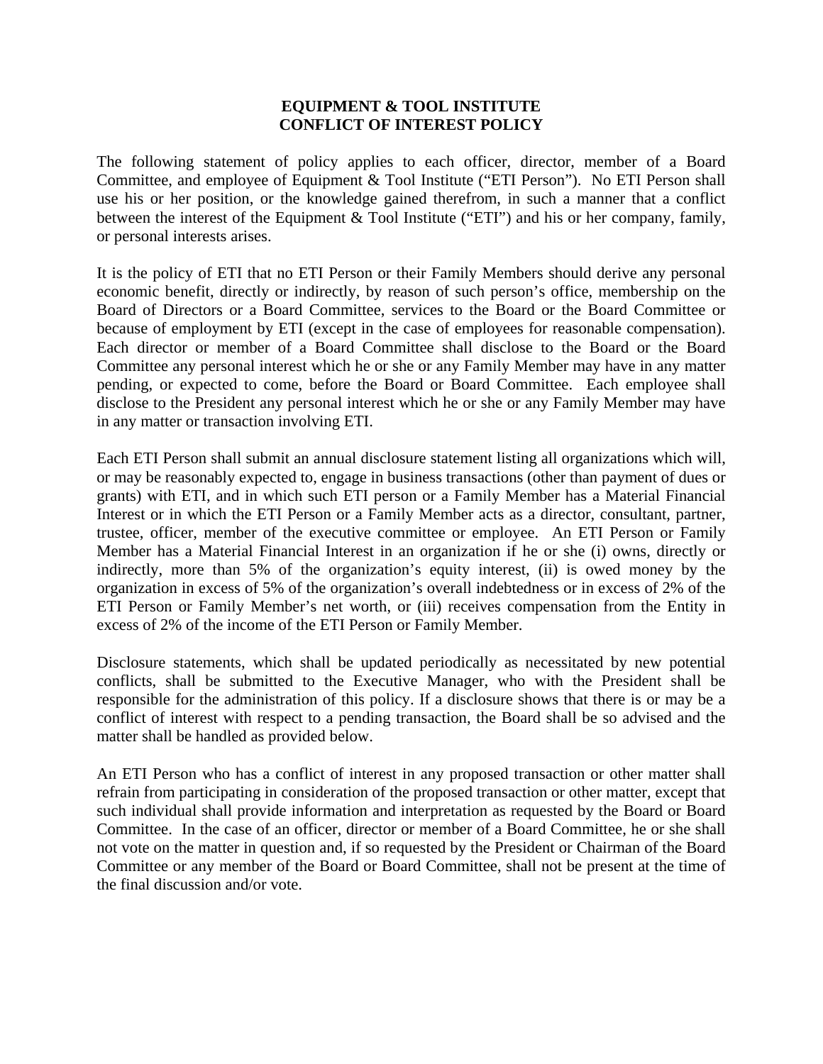# EQUIPMENT & TOOL INSTITUTE
# CONFLICT OF INTEREST POLICY

The following statement of policy applies to each officer, director, member of a Board Committee, and employee of Equipment & Tool Institute ("ETI Person"). No ETI Person shall use his or her position, or the knowledge gained therefrom, in such a manner that a conflict between the interest of the Equipment & Tool Institute ("ETI") and his or her company, family, or personal interests arises.

It is the policy of ETI that no ETI Person or their Family Members should derive any personal economic benefit, directly or indirectly, by reason of such person's office, membership on the Board of Directors or a Board Committee, services to the Board or the Board Committee or because of employment by ETI (except in the case of employees for reasonable compensation). Each director or member of a Board Committee shall disclose to the Board or the Board Committee any personal interest which he or she or any Family Member may have in any matter pending, or expected to come, before the Board or Board Committee. Each employee shall disclose to the President any personal interest which he or she or any Family Member may have in any matter or transaction involving ETI.

Each ETI Person shall submit an annual disclosure statement listing all organizations which will, or may be reasonably expected to, engage in business transactions (other than payment of dues or grants) with ETI, and in which such ETI person or a Family Member has a Material Financial Interest or in which the ETI Person or a Family Member acts as a director, consultant, partner, trustee, officer, member of the executive committee or employee. An ETI Person or Family Member has a Material Financial Interest in an organization if he or she (i) owns, directly or indirectly, more than 5% of the organization's equity interest, (ii) is owed money by the organization in excess of 5% of the organization's overall indebtedness or in excess of 2% of the ETI Person or Family Member's net worth, or (iii) receives compensation from the Entity in excess of 2% of the income of the ETI Person or Family Member.

Disclosure statements, which shall be updated periodically as necessitated by new potential conflicts, shall be submitted to the Executive Manager, who with the President shall be responsible for the administration of this policy. If a disclosure shows that there is or may be a conflict of interest with respect to a pending transaction, the Board shall be so advised and the matter shall be handled as provided below.

An ETI Person who has a conflict of interest in any proposed transaction or other matter shall refrain from participating in consideration of the proposed transaction or other matter, except that such individual shall provide information and interpretation as requested by the Board or Board Committee. In the case of an officer, director or member of a Board Committee, he or she shall not vote on the matter in question and, if so requested by the President or Chairman of the Board Committee or any member of the Board or Board Committee, shall not be present at the time of the final discussion and/or vote.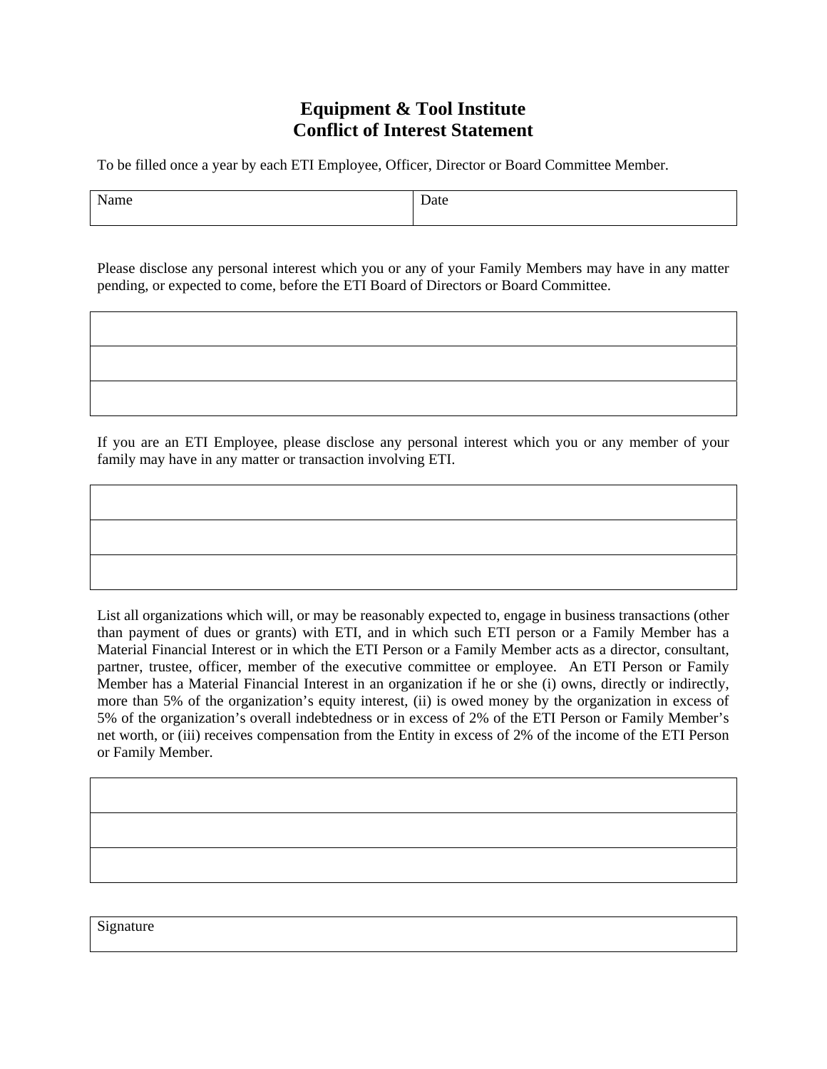# Equipment & Tool Institute
# Conflict of Interest Statement

To be filled once a year by each ETI Employee, Officer, Director or Board Committee Member.

| Name | Date |
|---|---|
| | |

Please disclose any personal interest which you or any of your Family Members may have in any matter pending, or expected to come, before the ETI Board of Directors or Board Committee.

| |
|---|
| |
| |
| |

If you are an ETI Employee, please disclose any personal interest which you or any member of your family may have in any matter or transaction involving ETI.

| |
|---|
| |
| |
| |

List all organizations which will, or may be reasonably expected to, engage in business transactions (other than payment of dues or grants) with ETI, and in which such ETI person or a Family Member has a Material Financial Interest or in which the ETI Person or a Family Member acts as a director, consultant, partner, trustee, officer, member of the executive committee or employee. An ETI Person or Family Member has a Material Financial Interest in an organization if he or she (i) owns, directly or indirectly, more than 5% of the organization's equity interest, (ii) is owed money by the organization in excess of 5% of the organization's overall indebtedness or in excess of 2% of the ETI Person or Family Member's net worth, or (iii) receives compensation from the Entity in excess of 2% of the income of the ETI Person or Family Member.

| |
|---|
| |
| |
| |

| Signature |
|---|
| |